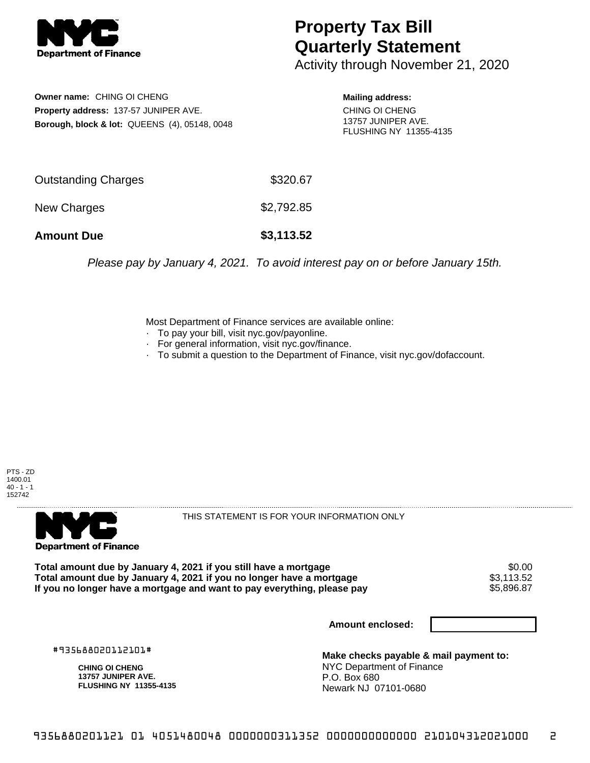# Property Tax Bill Quarterly Statement

Activity through November 21, 2020

**Owner name:** CHING OI CHENG
**Property address:** 137-57 JUNIPER AVE.
**Borough, block & lot:** QUEENS (4), 05148, 0048

**Mailing address:**
CHING OI CHENG
13757 JUNIPER AVE.
FLUSHING NY 11355-4135

| | |
|---|---|
| Outstanding Charges | $320.67 |
| New Charges | $2,792.85 |
| **Amount Due** | **$3,113.52** |

*Please pay by January 4, 2021. To avoid interest pay on or before January 15th.*

Most Department of Finance services are available online:
- To pay your bill, visit nyc.gov/payonline.
- For general information, visit nyc.gov/finance.
- To submit a question to the Department of Finance, visit nyc.gov/dofaccount.

PTS - ZD
1400.01
40 - 1 - 1
152742

THIS STATEMENT IS FOR YOUR INFORMATION ONLY

| | |
|---|---|
| **Total amount due by January 4, 2021 if you still have a mortgage** | $0.00 |
| **Total amount due by January 4, 2021 if you no longer have a mortgage** | $3,113.52 |
| **If you no longer have a mortgage and want to pay everything, please pay** | $5,896.87 |

**Amount enclosed:**

#935688020112101#

**CHING OI CHENG**
**13757 JUNIPER AVE.**
**FLUSHING NY 11355-4135**

**Make checks payable & mail payment to:**
NYC Department of Finance
P.O. Box 680
Newark NJ 07101-0680

935688020112101 4051480048 0000000311352 0000000000000 210104312021000 2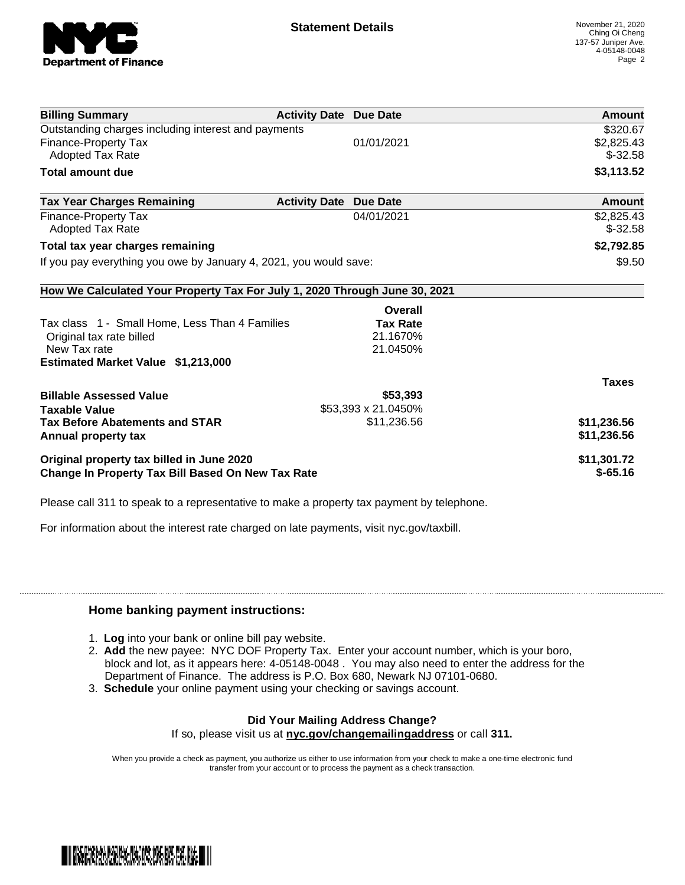**Statement Details**

November 21, 2020
Ching Oi Cheng
137-57 Juniper Ave.
4-05148-0048

| Billing Summary | Activity Date | Due Date | Amount |
|---|---|---|---|
| Outstanding charges including interest and payments | | | $320.67 |
| Finance-Property Tax | | 01/01/2021 | $2,825.43 |
| Adopted Tax Rate | | | $-32.58 |
| **Total amount due** | | | **$3,113.52** |

| Tax Year Charges Remaining | Activity Date | Due Date | Amount |
|---|---|---|---|
| Finance-Property Tax | | 04/01/2021 | $2,825.43 |
| Adopted Tax Rate | | | $-32.58 |
| **Total tax year charges remaining** | | | **$2,792.85** |
| If you pay everything you owe by January 4, 2021, you would save: | | | $9.50 |

**How We Calculated Your Property Tax For July 1, 2020 Through June 30, 2021**

| | Overall Tax Rate | Taxes |
|---|---|---|
| Tax class 1 - Small Home, Less Than 4 Families | | |
| Original tax rate billed | 21.1670% | |
| New Tax rate | 21.0450% | |
| **Estimated Market Value $1,213,000** | | |
| **Billable Assessed Value** | **$53,393** | |
| **Taxable Value** | $53,393 x 21.0450% | |
| **Tax Before Abatements and STAR** | $11,236.56 | **$11,236.56** |
| **Annual property tax** | | **$11,236.56** |
| **Original property tax billed in June 2020** | | **$11,301.72** |
| **Change In Property Tax Bill Based On New Tax Rate** | | **$-65.16** |

Please call 311 to speak to a representative to make a property tax payment by telephone.

For information about the interest rate charged on late payments, visit nyc.gov/taxbill.

## Home banking payment instructions:

1. **Log** into your bank or online bill pay website.
2. **Add** the new payee: NYC DOF Property Tax. Enter your account number, which is your boro, block and lot, as it appears here: 4-05148-0048 . You may also need to enter the address for the Department of Finance. The address is P.O. Box 680, Newark NJ 07101-0680.
3. **Schedule** your online payment using your checking or savings account.

**Did Your Mailing Address Change?**
If so, please visit us at **nyc.gov/changemailingaddress** or call **311.**

When you provide a check as payment, you authorize us either to use information from your check to make a one-time electronic fund transfer from your account or to process the payment as a check transaction.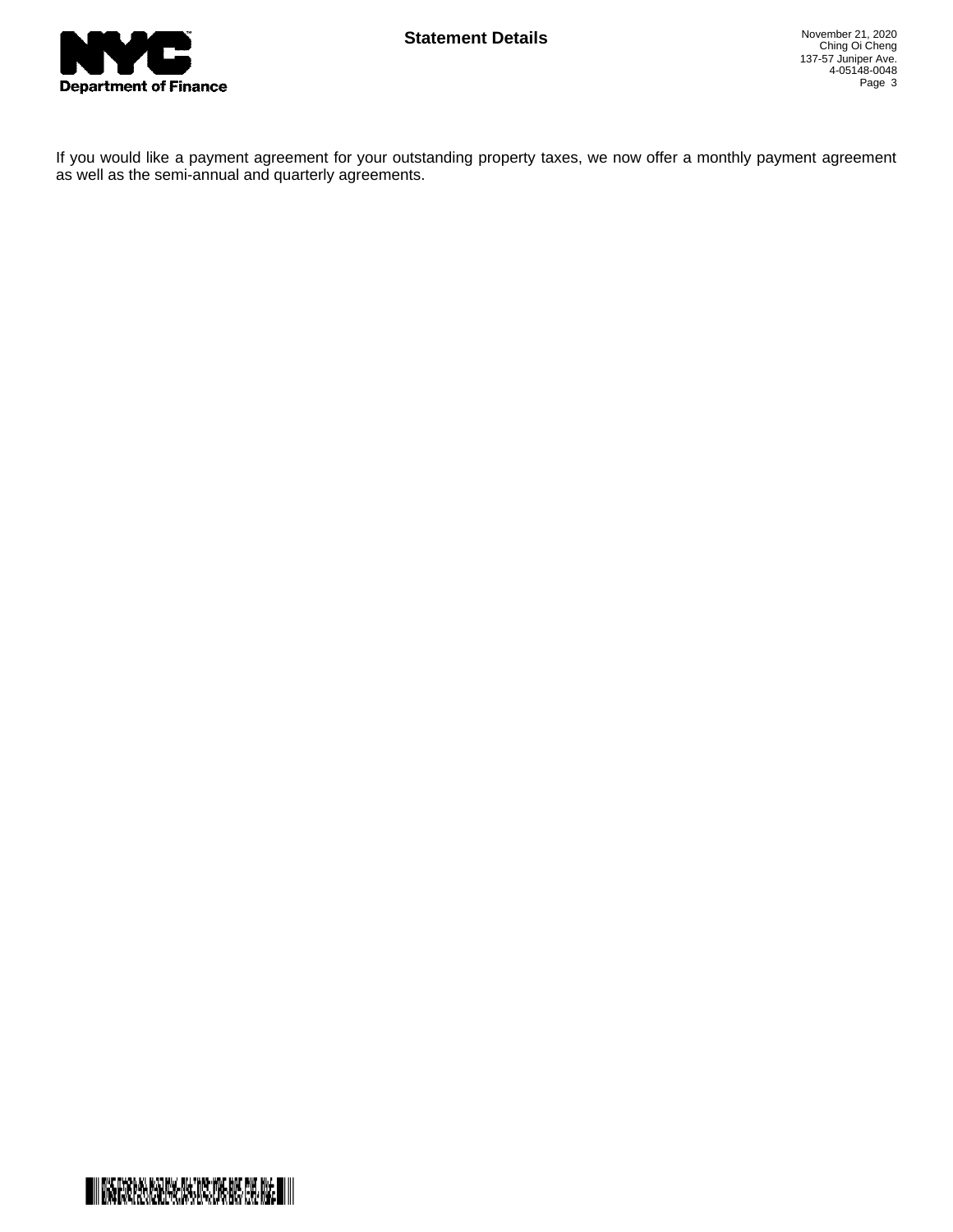# Statement Details

November 21, 2020
Ching Oi Cheng
137-57 Juniper Ave.
4-05148-0048

If you would like a payment agreement for your outstanding property taxes, we now offer a monthly payment agreement as well as the semi-annual and quarterly agreements.